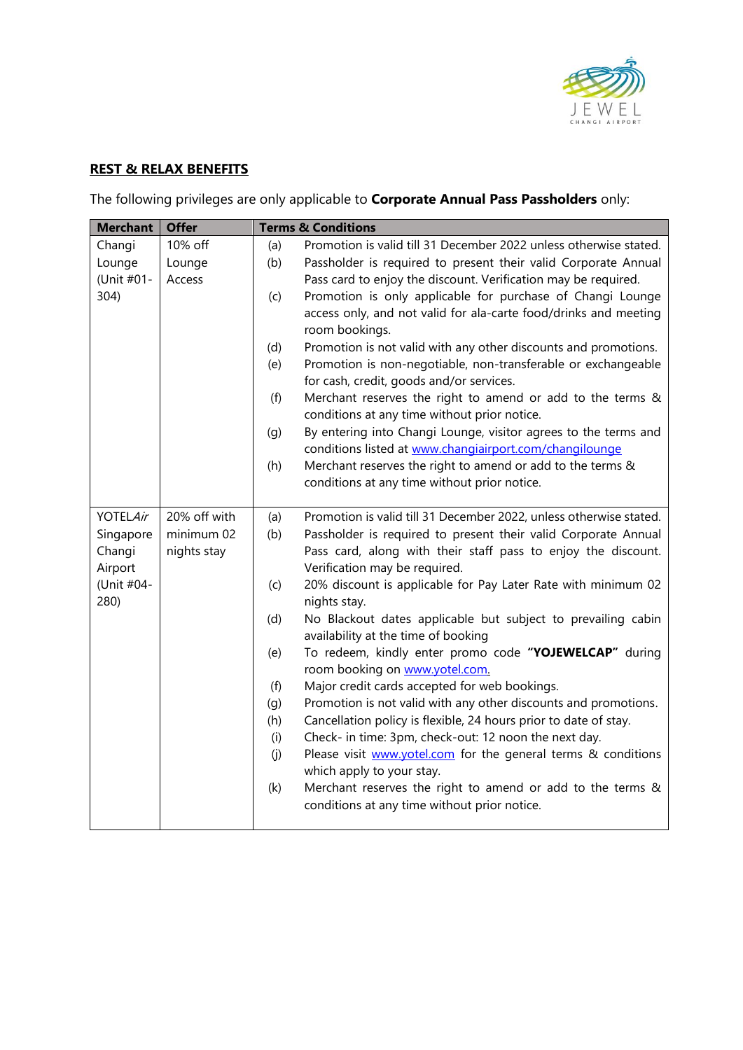## REST & RELAX BENEFITS

The following privileges are only applicable to **Corporate Annual Pass Passholders** only:

| Merchant | Offer | Terms & Conditions |
|---|---|---|
| Changi Lounge (Unit #01-304) | 10% off Lounge Access | (a) Promotion is valid till 31 December 2022 unless otherwise stated.<br>(b) Passholder is required to present their valid Corporate Annual Pass card to enjoy the discount. Verification may be required.<br>(c) Promotion is only applicable for purchase of Changi Lounge access only, and not valid for ala-carte food/drinks and meeting room bookings.<br>(d) Promotion is not valid with any other discounts and promotions.<br>(e) Promotion is non-negotiable, non-transferable or exchangeable for cash, credit, goods and/or services.<br>(f) Merchant reserves the right to amend or add to the terms & conditions at any time without prior notice.<br>(g) By entering into Changi Lounge, visitor agrees to the terms and conditions listed at www.changiairport.com/changilounge<br>(h) Merchant reserves the right to amend or add to the terms & conditions at any time without prior notice. |
| YOTEL*Air* Singapore Changi Airport (Unit #04-280) | 20% off with minimum 02 nights stay | (a) Promotion is valid till 31 December 2022, unless otherwise stated.<br>(b) Passholder is required to present their valid Corporate Annual Pass card, along with their staff pass to enjoy the discount. Verification may be required.<br>(c) 20% discount is applicable for Pay Later Rate with minimum 02 nights stay.<br>(d) No Blackout dates applicable but subject to prevailing cabin availability at the time of booking<br>(e) To redeem, kindly enter promo code **"YOJEWELCAP"** during room booking on www.yotel.com.<br>(f) Major credit cards accepted for web bookings.<br>(g) Promotion is not valid with any other discounts and promotions.<br>(h) Cancellation policy is flexible, 24 hours prior to date of stay.<br>(i) Check- in time: 3pm, check-out: 12 noon the next day.<br>(j) Please visit www.yotel.com for the general terms & conditions which apply to your stay.<br>(k) Merchant reserves the right to amend or add to the terms & conditions at any time without prior notice. |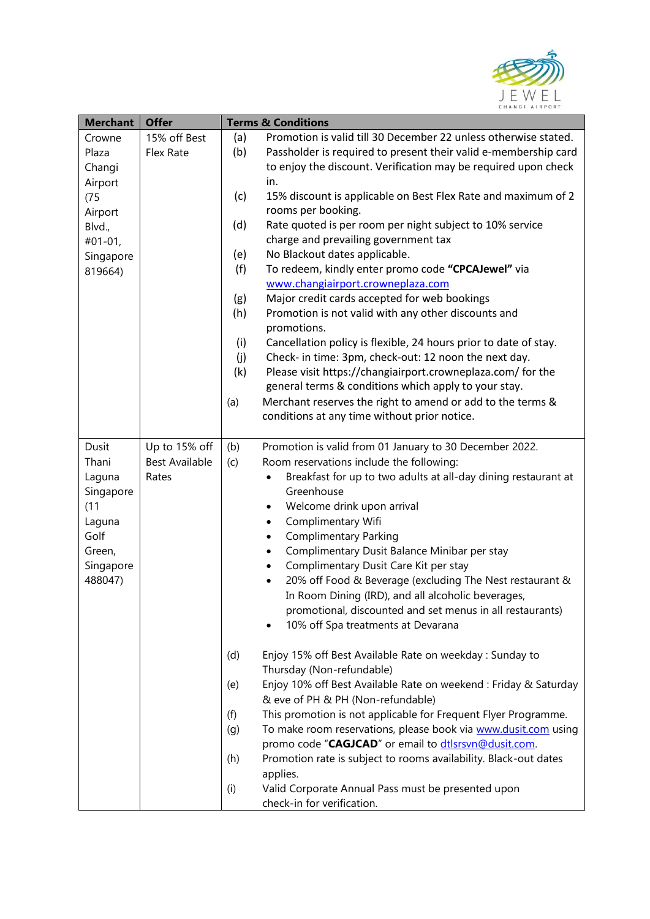| Merchant | Offer | Terms & Conditions |
|---|---|---|
| Crowne Plaza Changi Airport (75 Airport Blvd., #01-01, Singapore 819664) | 15% off Best Flex Rate | (a) Promotion is valid till 30 December 22 unless otherwise stated.<br>(b) Passholder is required to present their valid e-membership card to enjoy the discount. Verification may be required upon check in.<br>(c) 15% discount is applicable on Best Flex Rate and maximum of 2 rooms per booking.<br>(d) Rate quoted is per room per night subject to 10% service charge and prevailing government tax<br>(e) No Blackout dates applicable.<br>(f) To redeem, kindly enter promo code **"CPCAJewel"** via www.changiairport.crowneplaza.com<br>(g) Major credit cards accepted for web bookings<br>(h) Promotion is not valid with any other discounts and promotions.<br>(i) Cancellation policy is flexible, 24 hours prior to date of stay.<br>(j) Check- in time: 3pm, check-out: 12 noon the next day.<br>(k) Please visit https://changiairport.crowneplaza.com/ for the general terms & conditions which apply to your stay.<br>(a) Merchant reserves the right to amend or add to the terms & conditions at any time without prior notice. |
| Dusit Thani Laguna Singapore (11 Laguna Golf Green, Singapore 488047) | Up to 15% off Best Available Rates | (b) Promotion is valid from 01 January to 30 December 2022.<br>(c) Room reservations include the following:<br>• Breakfast for up to two adults at all-day dining restaurant at Greenhouse<br>• Welcome drink upon arrival<br>• Complimentary Wifi<br>• Complimentary Parking<br>• Complimentary Dusit Balance Minibar per stay<br>• Complimentary Dusit Care Kit per stay<br>• 20% off Food & Beverage (excluding The Nest restaurant & In Room Dining (IRD), and all alcoholic beverages, promotional, discounted and set menus in all restaurants)<br>• 10% off Spa treatments at Devarana<br>(d) Enjoy 15% off Best Available Rate on weekday : Sunday to Thursday (Non-refundable)<br>(e) Enjoy 10% off Best Available Rate on weekend : Friday & Saturday & eve of PH & PH (Non-refundable)<br>(f) This promotion is not applicable for Frequent Flyer Programme.<br>(g) To make room reservations, please book via www.dusit.com using promo code "**CAGJCAD**" or email to dtlsrsvn@dusit.com.<br>(h) Promotion rate is subject to rooms availability. Black-out dates applies.<br>(i) Valid Corporate Annual Pass must be presented upon check-in for verification. |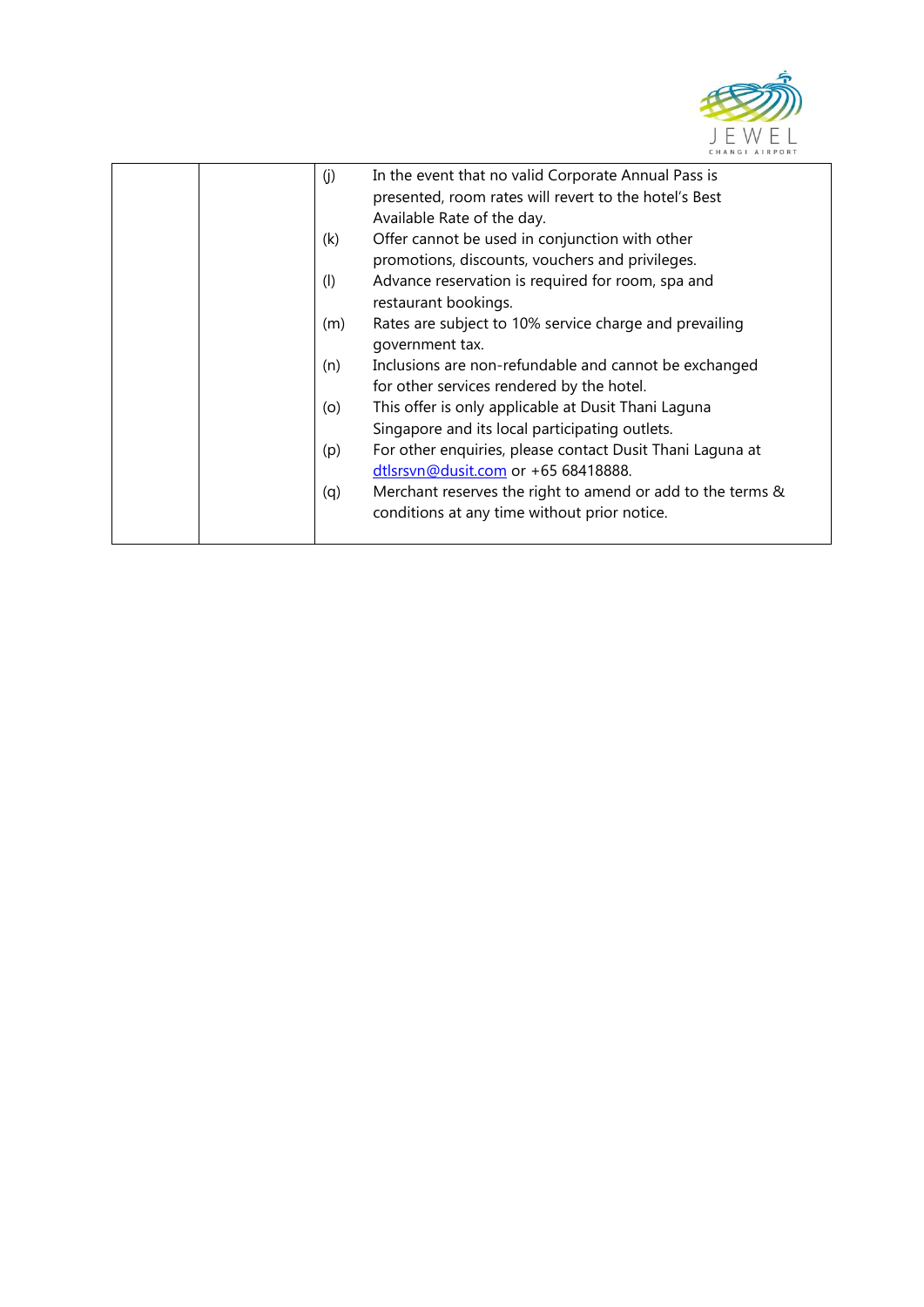| | | |
|---|---|---|
| | | (j) In the event that no valid Corporate Annual Pass is presented, room rates will revert to the hotel's Best Available Rate of the day.<br>(k) Offer cannot be used in conjunction with other promotions, discounts, vouchers and privileges.<br>(l) Advance reservation is required for room, spa and restaurant bookings.<br>(m) Rates are subject to 10% service charge and prevailing government tax.<br>(n) Inclusions are non-refundable and cannot be exchanged for other services rendered by the hotel.<br>(o) This offer is only applicable at Dusit Thani Laguna Singapore and its local participating outlets.<br>(p) For other enquiries, please contact Dusit Thani Laguna at dtlsrsvn@dusit.com or +65 68418888.<br>(q) Merchant reserves the right to amend or add to the terms & conditions at any time without prior notice. |